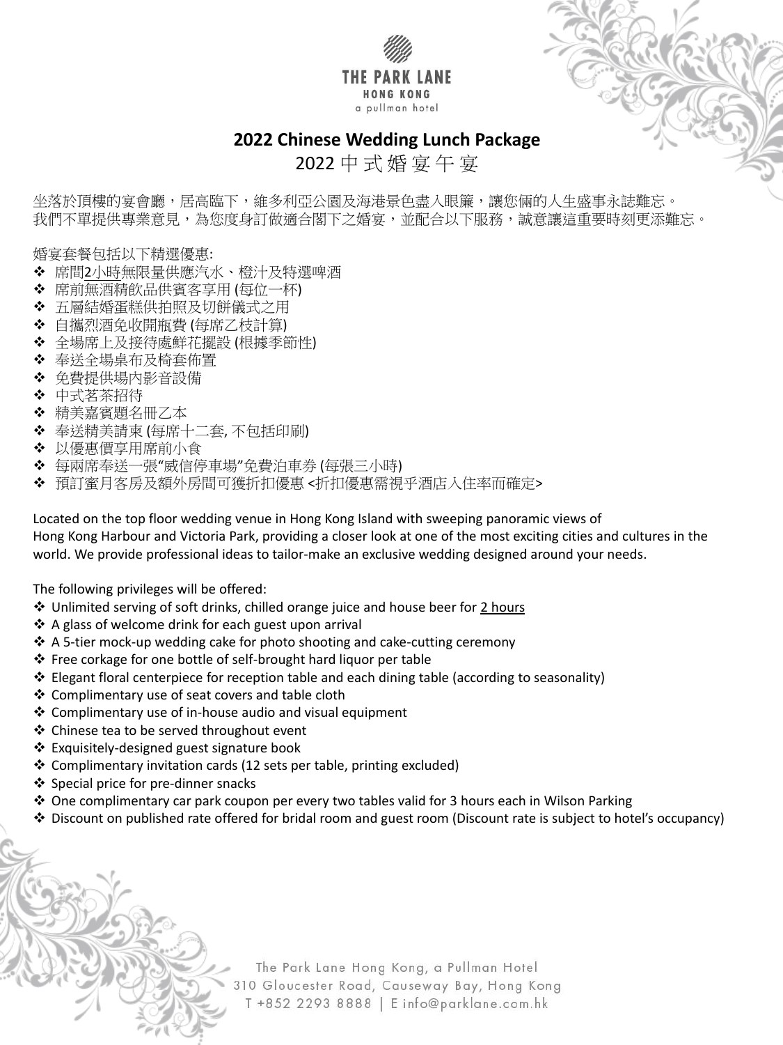THE PARK LANE
HONG KONG
a pullman hotel

# 2022 Chinese Wedding Lunch Package

## 2022 中式婚宴午宴

坐落於頂樓的宴會廳，居高臨下，維多利亞公園及海港景色盡入眼簾，讓您倆的人生盛事永誌難忘。
我們不單提供專業意見，為您度身訂做適合閣下之婚宴，並配合以下服務，誠意讓這重要時刻更添難忘。

婚宴套餐包括以下精選優惠:

- 席間2小時無限量供應汽水、橙汁及特選啤酒
- 席前無酒精飲品供賓客享用 (每位一杯)
- 五層結婚蛋糕供拍照及切餅儀式之用
- 自攜烈酒免收開瓶費 (每席乙枝計算)
- 全場席上及接待處鮮花擺設 (根據季節性)
- 奉送全場桌布及椅套佈置
- 免費提供場內影音設備
- 中式茗茶招待
- 精美嘉賓題名冊乙本
- 奉送精美請柬 (每席十二套, 不包括印刷)
- 以優惠價享用席前小食
- 每兩席奉送一張"威信停車場"免費泊車券 (每張三小時)
- 預訂蜜月客房及額外房間可獲折扣優惠 <折扣優惠需視乎酒店入住率而確定>

Located on the top floor wedding venue in Hong Kong Island with sweeping panoramic views of Hong Kong Harbour and Victoria Park, providing a closer look at one of the most exciting cities and cultures in the world. We provide professional ideas to tailor-make an exclusive wedding designed around your needs.

The following privileges will be offered:

- Unlimited serving of soft drinks, chilled orange juice and house beer for 2 hours
- A glass of welcome drink for each guest upon arrival
- A 5-tier mock-up wedding cake for photo shooting and cake-cutting ceremony
- Free corkage for one bottle of self-brought hard liquor per table
- Elegant floral centerpiece for reception table and each dining table (according to seasonality)
- Complimentary use of seat covers and table cloth
- Complimentary use of in-house audio and visual equipment
- Chinese tea to be served throughout event
- Exquisitely-designed guest signature book
- Complimentary invitation cards (12 sets per table, printing excluded)
- Special price for pre-dinner snacks
- One complimentary car park coupon per every two tables valid for 3 hours each in Wilson Parking
- Discount on published rate offered for bridal room and guest room (Discount rate is subject to hotel's occupancy)

The Park Lane Hong Kong, a Pullman Hotel
310 Gloucester Road, Causeway Bay, Hong Kong
T +852 2293 8888 | E info@parklane.com.hk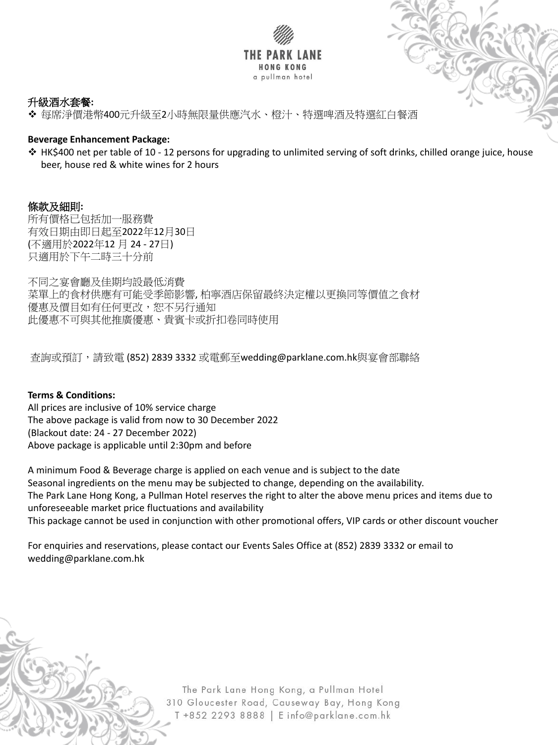**升級酒水套餐:**

- 每席淨價港幣400元升級至2小時無限量供應汽水、橙汁、特選啤酒及特選紅白餐酒

**Beverage Enhancement Package:**

- HK$400 net per table of 10 - 12 persons for upgrading to unlimited serving of soft drinks, chilled orange juice, house beer, house red & white wines for 2 hours

**條款及細則:**

所有價格已包括加一服務費
有效日期由即日起至2022年12月30日
(不適用於2022年12 月 24 - 27日)
只適用於下午二時三十分前

不同之宴會廳及佳期均設最低消費
菜單上的食材供應有可能受季節影響, 柏寧酒店保留最終決定權以更換同等價值之食材
優惠及價目如有任何更改，恕不另行通知
此優惠不可與其他推廣優惠、貴賓卡或折扣卷同時使用

查詢或預訂，請致電 (852) 2839 3332 或電郵至wedding@parklane.com.hk與宴會部聯絡

**Terms & Conditions:**

All prices are inclusive of 10% service charge
The above package is valid from now to 30 December 2022
(Blackout date: 24 - 27 December 2022)
Above package is applicable until 2:30pm and before

A minimum Food & Beverage charge is applied on each venue and is subject to the date
Seasonal ingredients on the menu may be subjected to change, depending on the availability.
The Park Lane Hong Kong, a Pullman Hotel reserves the right to alter the above menu prices and items due to unforeseeable market price fluctuations and availability
This package cannot be used in conjunction with other promotional offers, VIP cards or other discount voucher

For enquiries and reservations, please contact our Events Sales Office at (852) 2839 3332 or email to wedding@parklane.com.hk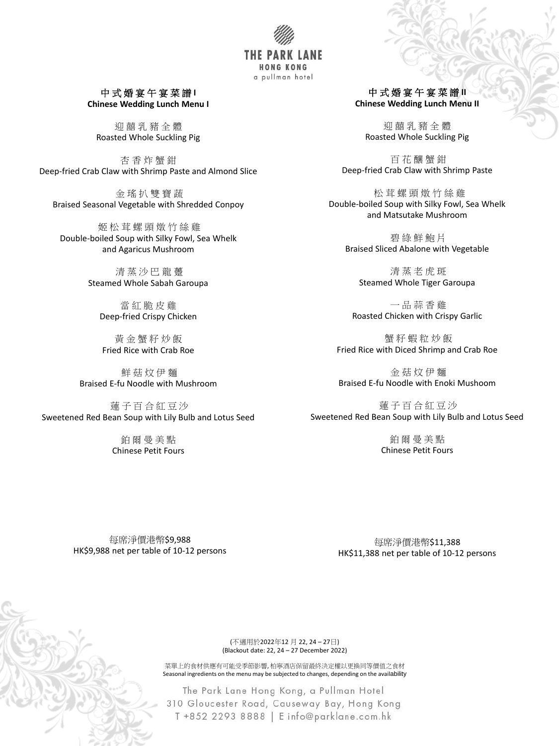**THE PARK LANE**
**HONG KONG**
a pullman hotel

## 中式婚宴午宴菜譜I
## Chinese Wedding Lunch Menu I

迎囍乳豬全體
Roasted Whole Suckling Pig

杏香炸蟹鉗
Deep-fried Crab Claw with Shrimp Paste and Almond Slice

金瑤扒雙寶蔬
Braised Seasonal Vegetable with Shredded Conpoy

姬松茸螺頭燉竹絲雞
Double-boiled Soup with Silky Fowl, Sea Whelk and Agaricus Mushroom

清蒸沙巴龍躉
Steamed Whole Sabah Garoupa

當紅脆皮雞
Deep-fried Crispy Chicken

黃金蟹籽炒飯
Fried Rice with Crab Roe

鮮菇炆伊麵
Braised E-fu Noodle with Mushroom

蓮子百合紅豆沙
Sweetened Red Bean Soup with Lily Bulb and Lotus Seed

鉑爾曼美點
Chinese Petit Fours

每席淨價港幣$9,988
HK$9,988 net per table of 10-12 persons

## 中式婚宴午宴菜譜II
## Chinese Wedding Lunch Menu II

迎囍乳豬全體
Roasted Whole Suckling Pig

百花釀蟹鉗
Deep-fried Crab Claw with Shrimp Paste

松茸螺頭燉竹絲雞
Double-boiled Soup with Silky Fowl, Sea Whelk and Matsutake Mushroom

碧綠鮮鮑片
Braised Sliced Abalone with Vegetable

清蒸老虎斑
Steamed Whole Tiger Garoupa

一品蒜香雞
Roasted Chicken with Crispy Garlic

蟹籽蝦粒炒飯
Fried Rice with Diced Shrimp and Crab Roe

金菇炆伊麵
Braised E-fu Noodle with Enoki Mushoom

蓮子百合紅豆沙
Sweetened Red Bean Soup with Lily Bulb and Lotus Seed

鉑爾曼美點
Chinese Petit Fours

每席淨價港幣$11,388
HK$11,388 net per table of 10-12 persons

(不適用於2022年12 月 22, 24 – 27日)
(Blackout date: 22, 24 – 27 December 2022)

菜單上的食材供應有可能受季節影響, 柏寧酒店保留最終決定權以更換同等價值之食材
Seasonal ingredients on the menu may be subjected to changes, depending on the availability

The Park Lane Hong Kong, a Pullman Hotel
310 Gloucester Road, Causeway Bay, Hong Kong
T +852 2293 8888 | E info@parklane.com.hk